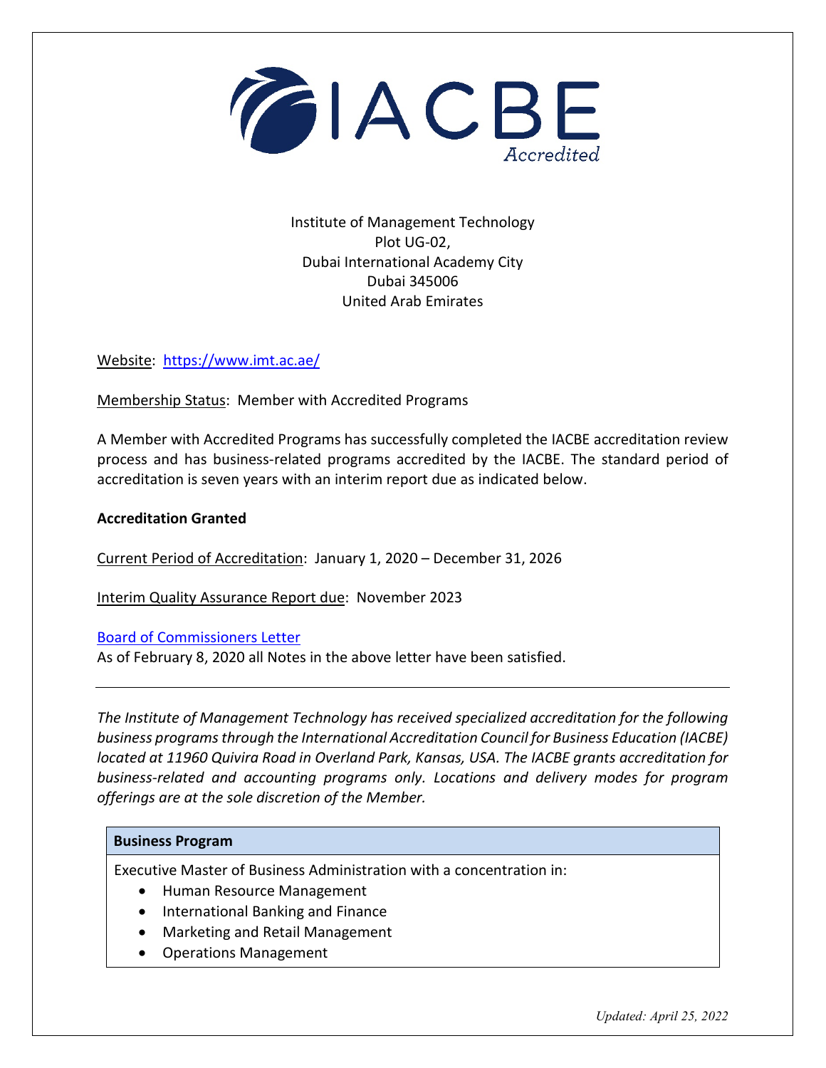IACBE Accredited

Institute of Management Technology
Plot UG-02,
Dubai International Academy City
Dubai 345006
United Arab Emirates

Website: https://www.imt.ac.ae/

Membership Status: Member with Accredited Programs

A Member with Accredited Programs has successfully completed the IACBE accreditation review process and has business-related programs accredited by the IACBE. The standard period of accreditation is seven years with an interim report due as indicated below.

**Accreditation Granted**

Current Period of Accreditation: January 1, 2020 – December 31, 2026

Interim Quality Assurance Report due: November 2023

Board of Commissioners Letter
As of February 8, 2020 all Notes in the above letter have been satisfied.

---

*The Institute of Management Technology has received specialized accreditation for the following business programs through the International Accreditation Council for Business Education (IACBE) located at 11960 Quivira Road in Overland Park, Kansas, USA. The IACBE grants accreditation for business-related and accounting programs only. Locations and delivery modes for program offerings are at the sole discretion of the Member.*

| **Business Program** |
| --- |
| Executive Master of Business Administration with a concentration in:<br>• Human Resource Management<br>• International Banking and Finance<br>• Marketing and Retail Management<br>• Operations Management |

*Updated: April 25, 2022*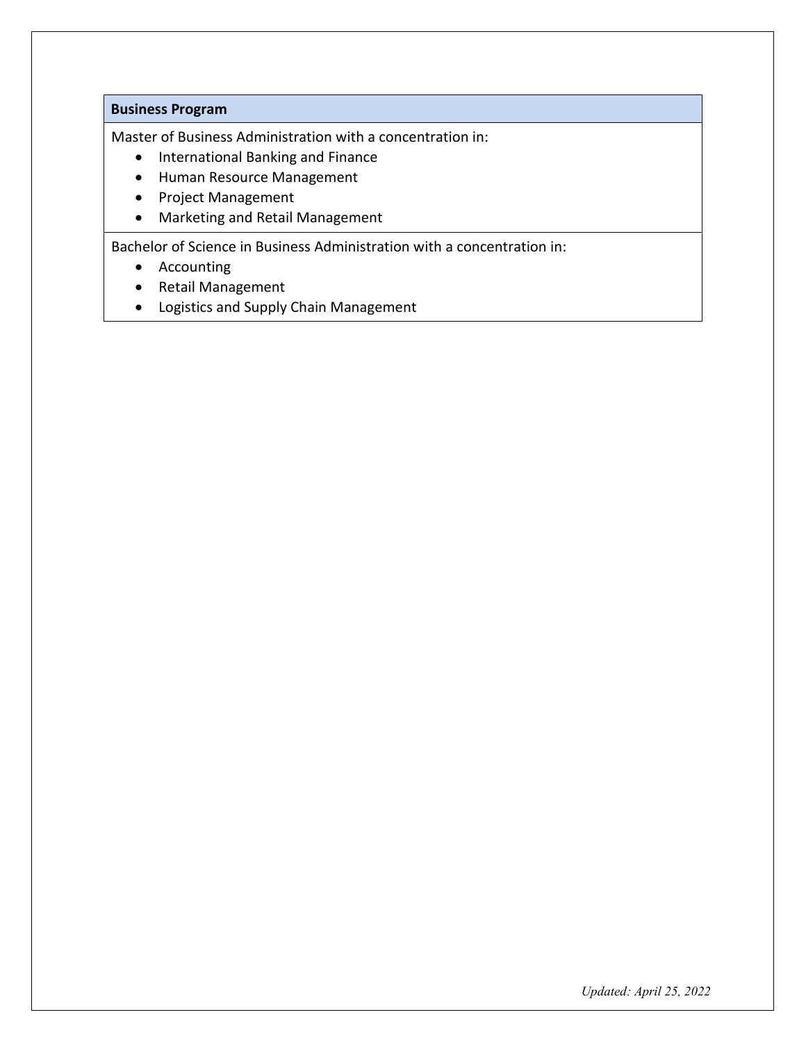| Business Program |
| --- |
| Master of Business Administration with a concentration in:<br>• International Banking and Finance<br>• Human Resource Management<br>• Project Management<br>• Marketing and Retail Management |
| Bachelor of Science in Business Administration with a concentration in:<br>• Accounting<br>• Retail Management<br>• Logistics and Supply Chain Management |

*Updated: April 25, 2022*